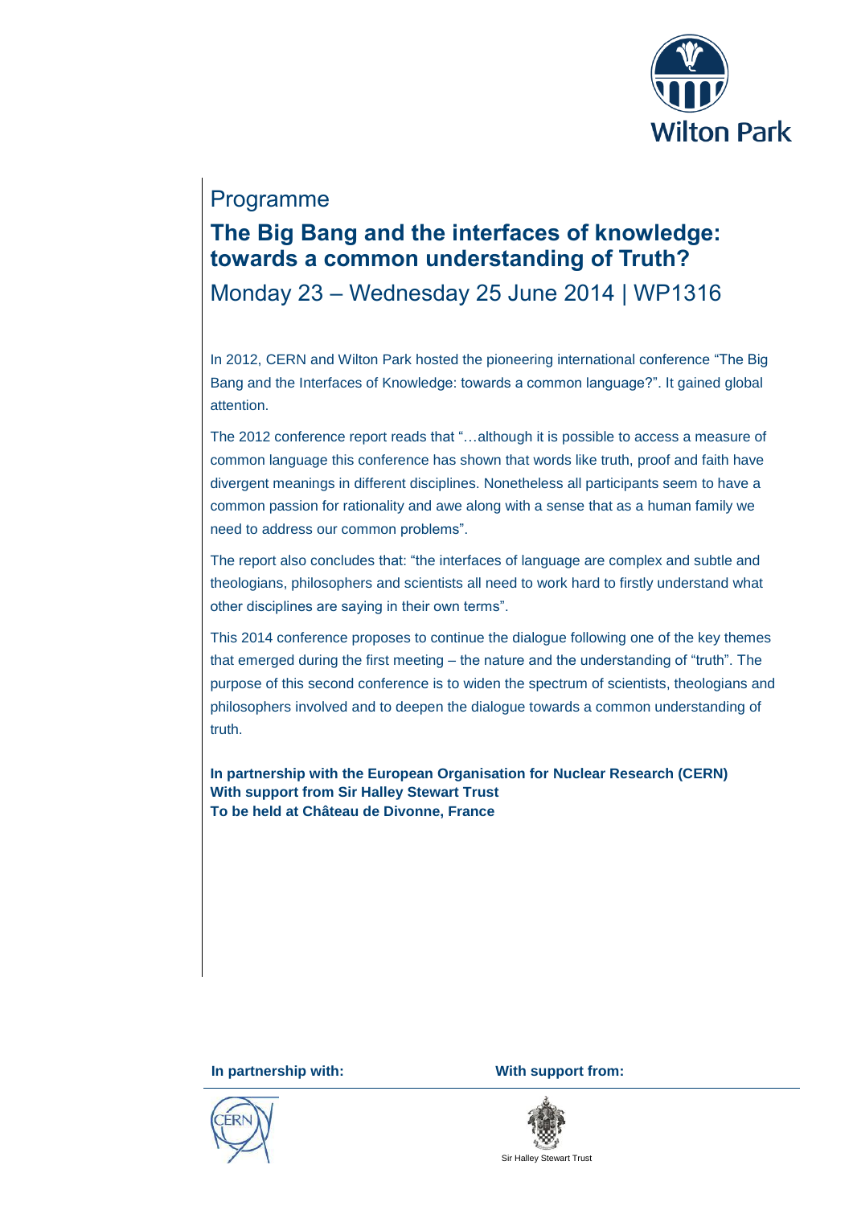Programme

# The Big Bang and the interfaces of knowledge: towards a common understanding of Truth?

Monday 23 – Wednesday 25 June 2014 | WP1316

In 2012, CERN and Wilton Park hosted the pioneering international conference "The Big Bang and the Interfaces of Knowledge: towards a common language?". It gained global attention.

The 2012 conference report reads that "…although it is possible to access a measure of common language this conference has shown that words like truth, proof and faith have divergent meanings in different disciplines. Nonetheless all participants seem to have a common passion for rationality and awe along with a sense that as a human family we need to address our common problems".

The report also concludes that: "the interfaces of language are complex and subtle and theologians, philosophers and scientists all need to work hard to firstly understand what other disciplines are saying in their own terms".

This 2014 conference proposes to continue the dialogue following one of the key themes that emerged during the first meeting – the nature and the understanding of "truth". The purpose of this second conference is to widen the spectrum of scientists, theologians and philosophers involved and to deepen the dialogue towards a common understanding of truth.

**In partnership with the European Organisation for Nuclear Research (CERN)**
**With support from Sir Halley Stewart Trust**
**To be held at Château de Divonne, France**

**In partnership with:** CERN

**With support from:** Sir Halley Stewart Trust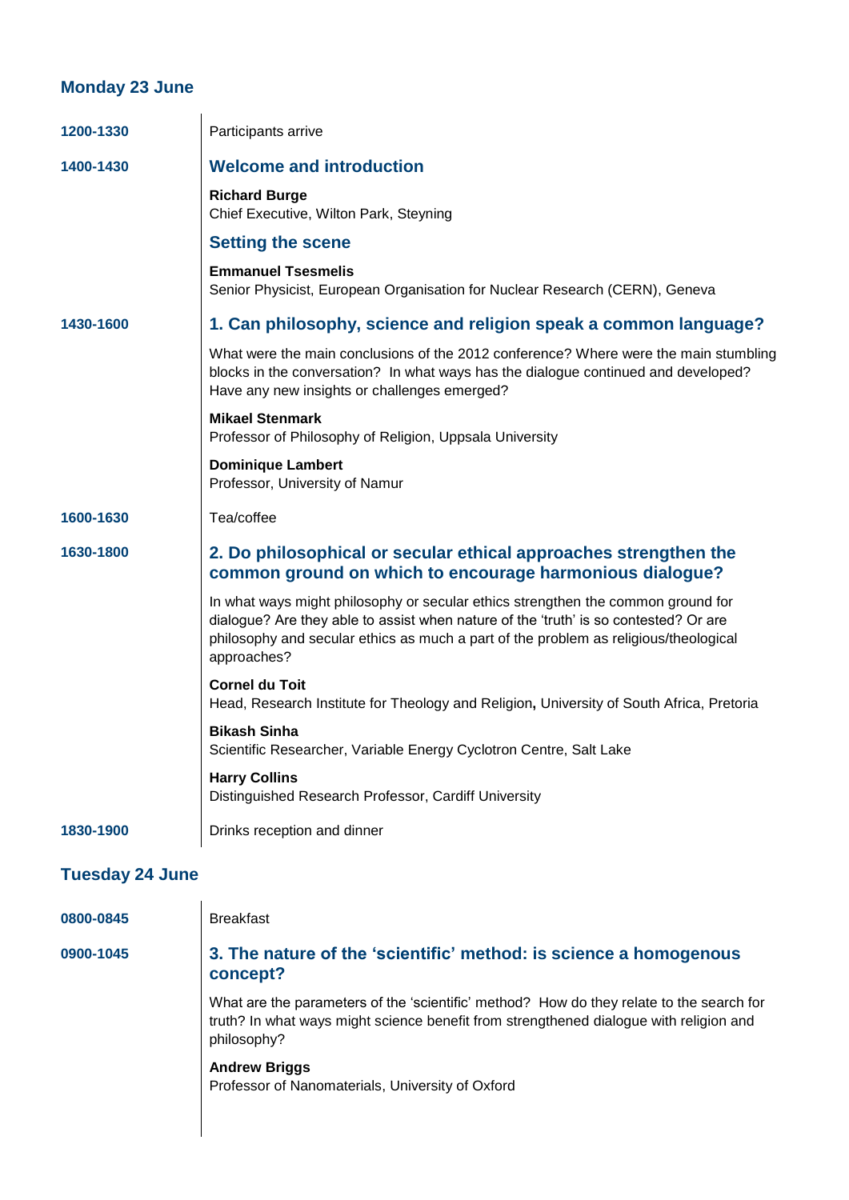## Monday 23 June

**1200-1330** Participants arrive

**1400-1430**

### Welcome and introduction

**Richard Burge**
Chief Executive, Wilton Park, Steyning

### Setting the scene

**Emmanuel Tsesmelis**
Senior Physicist, European Organisation for Nuclear Research (CERN), Geneva

**1430-1600**

### 1. Can philosophy, science and religion speak a common language?

What were the main conclusions of the 2012 conference? Where were the main stumbling blocks in the conversation? In what ways has the dialogue continued and developed? Have any new insights or challenges emerged?

**Mikael Stenmark**
Professor of Philosophy of Religion, Uppsala University

**Dominique Lambert**
Professor, University of Namur

**1600-1630** Tea/coffee

**1630-1800**

### 2. Do philosophical or secular ethical approaches strengthen the common ground on which to encourage harmonious dialogue?

In what ways might philosophy or secular ethics strengthen the common ground for dialogue? Are they able to assist when nature of the 'truth' is so contested? Or are philosophy and secular ethics as much a part of the problem as religious/theological approaches?

**Cornel du Toit**
Head, Research Institute for Theology and Religion**,** University of South Africa, Pretoria

**Bikash Sinha**
Scientific Researcher, Variable Energy Cyclotron Centre, Salt Lake

**Harry Collins**
Distinguished Research Professor, Cardiff University

**1830-1900** Drinks reception and dinner

## Tuesday 24 June

**0800-0845** Breakfast

**0900-1045**

### 3. The nature of the 'scientific' method: is science a homogenous concept?

What are the parameters of the 'scientific' method? How do they relate to the search for truth? In what ways might science benefit from strengthened dialogue with religion and philosophy?

**Andrew Briggs**
Professor of Nanomaterials, University of Oxford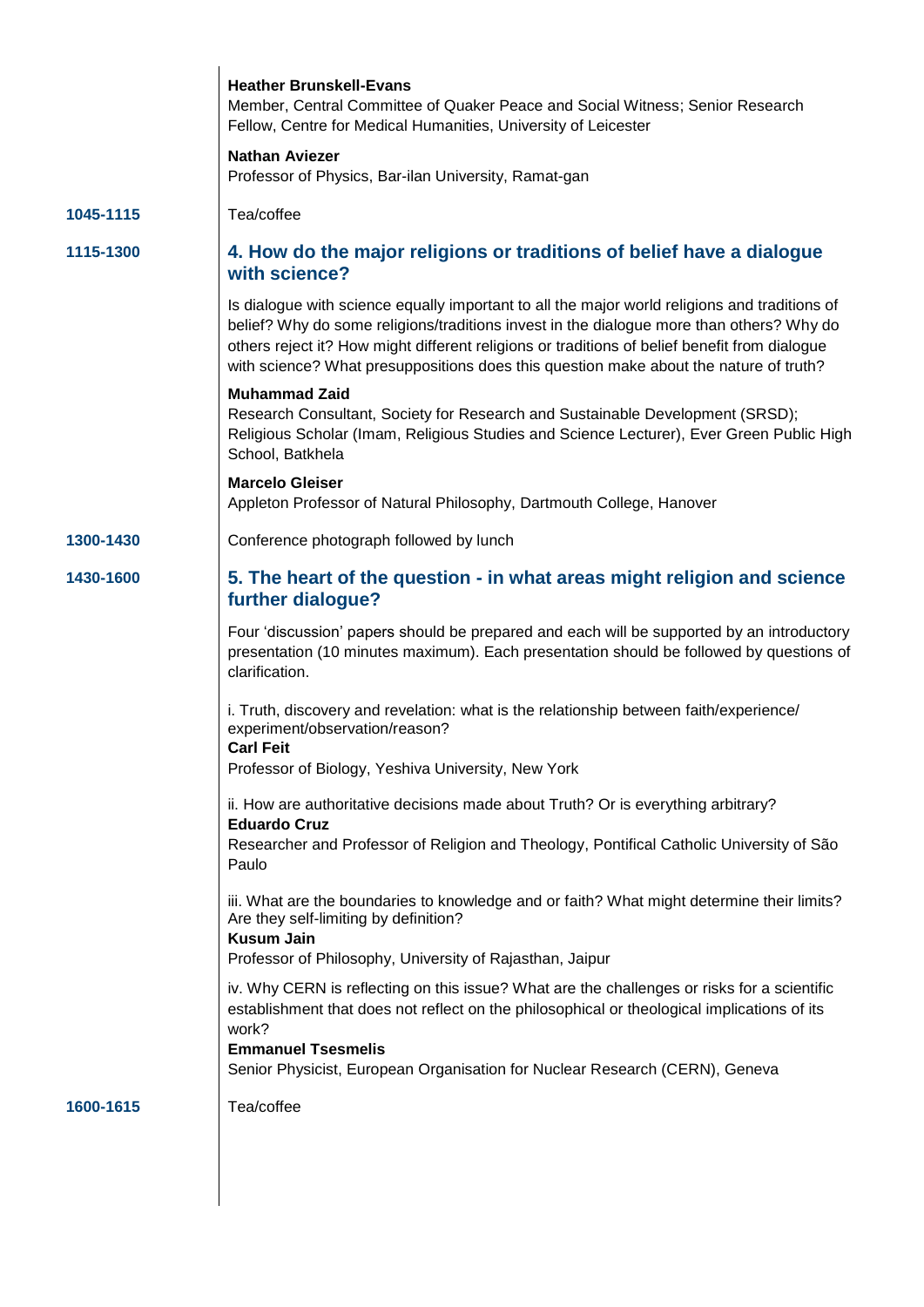**Heather Brunskell-Evans**
Member, Central Committee of Quaker Peace and Social Witness; Senior Research Fellow, Centre for Medical Humanities, University of Leicester

**Nathan Aviezer**
Professor of Physics, Bar-ilan University, Ramat-gan

**1045-1115** Tea/coffee

**1115-1300**

## 4. How do the major religions or traditions of belief have a dialogue with science?

Is dialogue with science equally important to all the major world religions and traditions of belief? Why do some religions/traditions invest in the dialogue more than others? Why do others reject it? How might different religions or traditions of belief benefit from dialogue with science? What presuppositions does this question make about the nature of truth?

**Muhammad Zaid**
Research Consultant, Society for Research and Sustainable Development (SRSD); Religious Scholar (Imam, Religious Studies and Science Lecturer), Ever Green Public High School, Batkhela

**Marcelo Gleiser**
Appleton Professor of Natural Philosophy, Dartmouth College, Hanover

**1300-1430** Conference photograph followed by lunch

**1430-1600**

## 5. The heart of the question - in what areas might religion and science further dialogue?

Four 'discussion' papers should be prepared and each will be supported by an introductory presentation (10 minutes maximum). Each presentation should be followed by questions of clarification.

i. Truth, discovery and revelation: what is the relationship between faith/experience/ experiment/observation/reason?
**Carl Feit**
Professor of Biology, Yeshiva University, New York

ii. How are authoritative decisions made about Truth? Or is everything arbitrary?
**Eduardo Cruz**
Researcher and Professor of Religion and Theology, Pontifical Catholic University of São Paulo

iii. What are the boundaries to knowledge and or faith? What might determine their limits? Are they self-limiting by definition?
**Kusum Jain**
Professor of Philosophy, University of Rajasthan, Jaipur

iv. Why CERN is reflecting on this issue? What are the challenges or risks for a scientific establishment that does not reflect on the philosophical or theological implications of its work?
**Emmanuel Tsesmelis**
Senior Physicist, European Organisation for Nuclear Research (CERN), Geneva

**1600-1615** Tea/coffee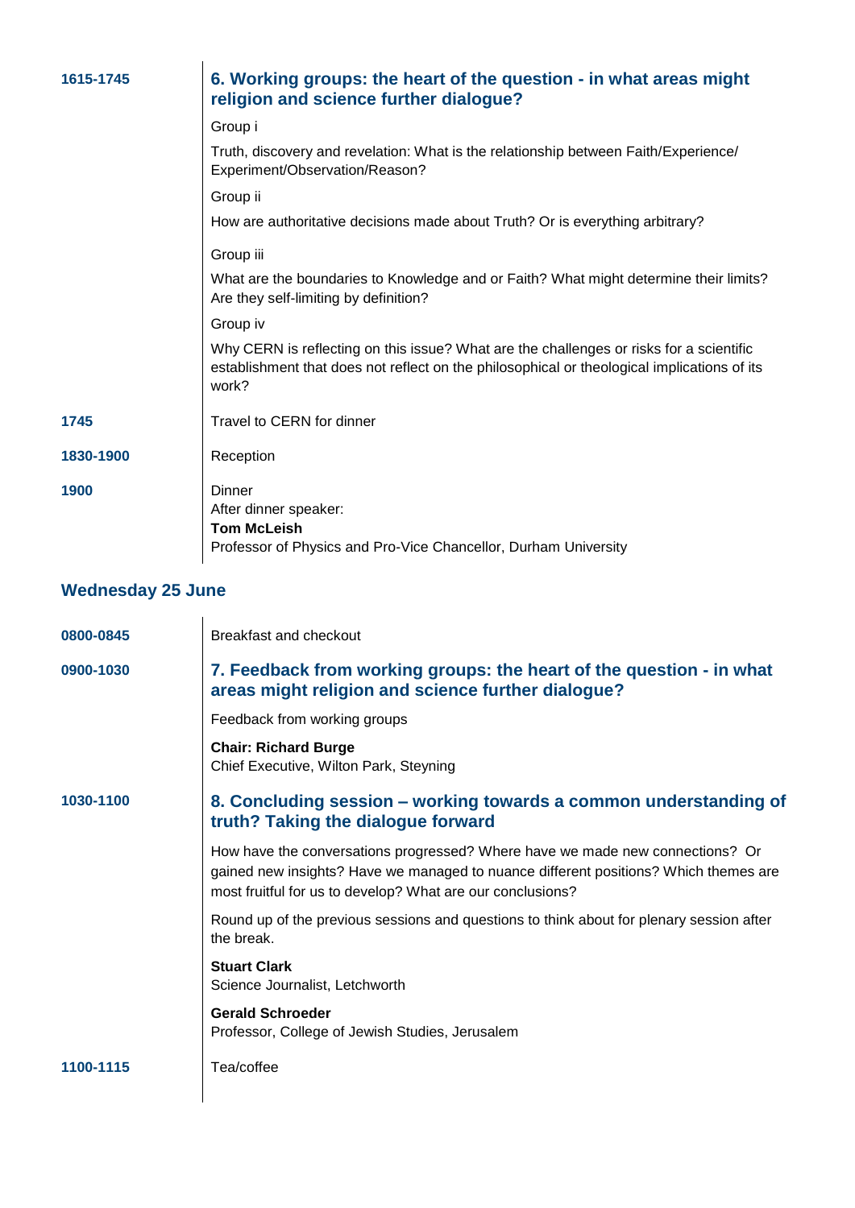**1615-1745**

### 6. Working groups: the heart of the question - in what areas might religion and science further dialogue?

Group i

Truth, discovery and revelation: What is the relationship between Faith/Experience/ Experiment/Observation/Reason?

Group ii

How are authoritative decisions made about Truth? Or is everything arbitrary?

Group iii

What are the boundaries to Knowledge and or Faith? What might determine their limits? Are they self-limiting by definition?

Group iv

Why CERN is reflecting on this issue? What are the challenges or risks for a scientific establishment that does not reflect on the philosophical or theological implications of its work?

**1745**

Travel to CERN for dinner

**1830-1900**

Reception

**1900**

Dinner
After dinner speaker:
**Tom McLeish**
Professor of Physics and Pro-Vice Chancellor, Durham University

## Wednesday 25 June

**0800-0845**

Breakfast and checkout

**0900-1030**

### 7. Feedback from working groups: the heart of the question - in what areas might religion and science further dialogue?

Feedback from working groups

**Chair: Richard Burge**
Chief Executive, Wilton Park, Steyning

**1030-1100**

### 8. Concluding session – working towards a common understanding of truth? Taking the dialogue forward

How have the conversations progressed? Where have we made new connections? Or gained new insights? Have we managed to nuance different positions? Which themes are most fruitful for us to develop? What are our conclusions?

Round up of the previous sessions and questions to think about for plenary session after the break.

**Stuart Clark**
Science Journalist, Letchworth

**Gerald Schroeder**
Professor, College of Jewish Studies, Jerusalem

**1100-1115**

Tea/coffee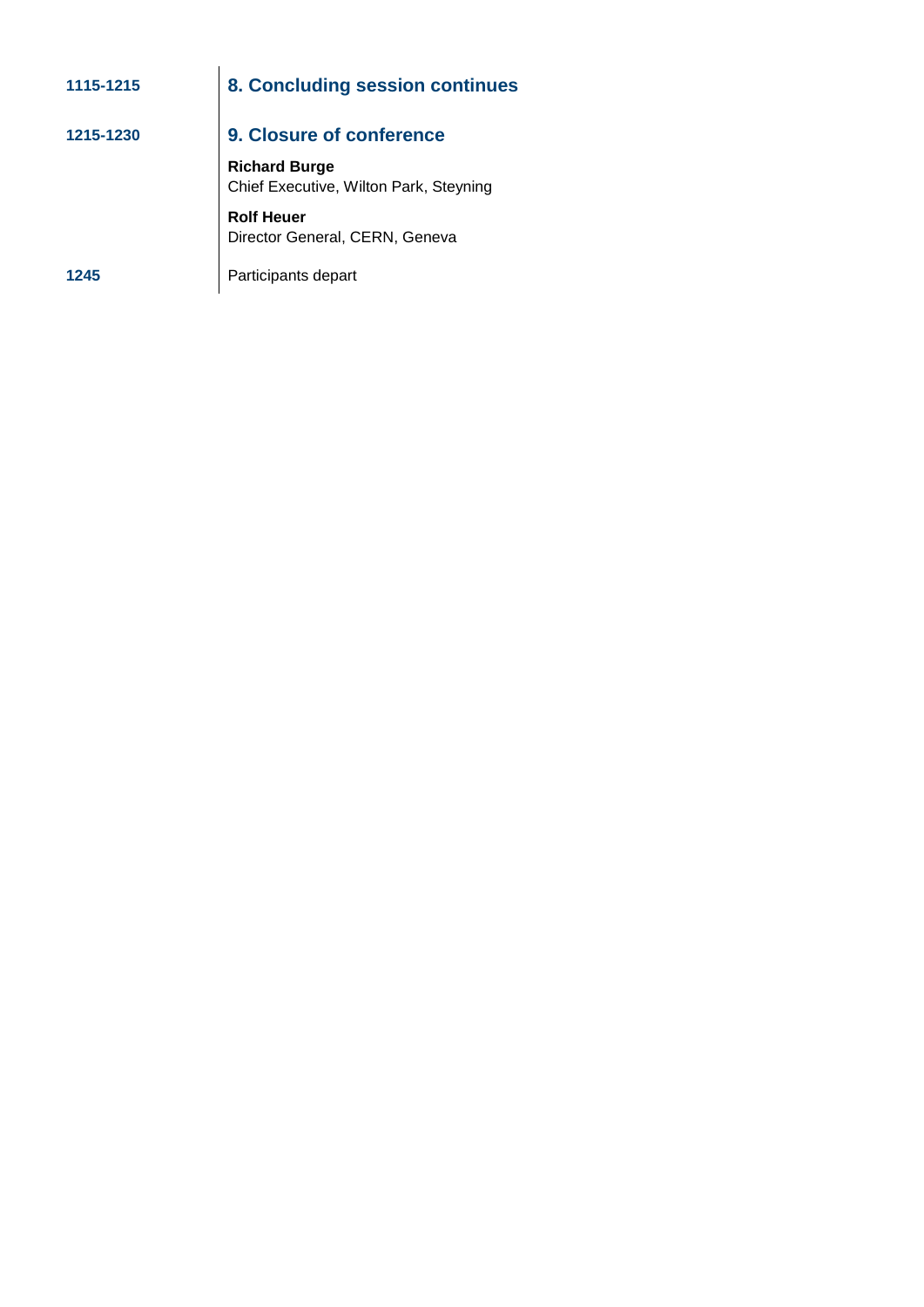**1115-1215**

## 8. Concluding session continues

**1215-1230**

## 9. Closure of conference

**Richard Burge**
Chief Executive, Wilton Park, Steyning

**Rolf Heuer**
Director General, CERN, Geneva

**1245**

Participants depart